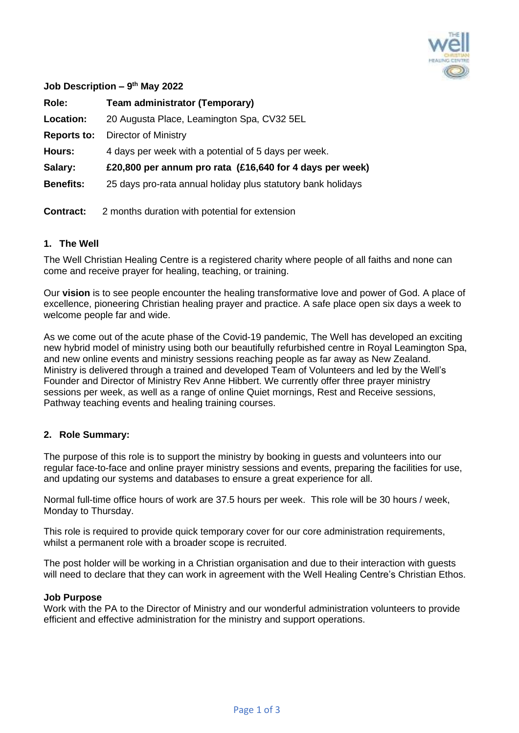**Job Description – 9th May 2022**

| | |
|---|---|
| **Role:** | **Team administrator (Temporary)** |
| **Location:** | 20 Augusta Place, Leamington Spa, CV32 5EL |
| **Reports to:** | Director of Ministry |
| **Hours:** | 4 days per week with a potential of 5 days per week. |
| **Salary:** | **£20,800 per annum pro rata (£16,640 for 4 days per week)** |
| **Benefits:** | 25 days pro-rata annual holiday plus statutory bank holidays |
| **Contract:** | 2 months duration with potential for extension |

## 1. The Well

The Well Christian Healing Centre is a registered charity where people of all faiths and none can come and receive prayer for healing, teaching, or training.

Our **vision** is to see people encounter the healing transformative love and power of God. A place of excellence, pioneering Christian healing prayer and practice. A safe place open six days a week to welcome people far and wide.

As we come out of the acute phase of the Covid-19 pandemic, The Well has developed an exciting new hybrid model of ministry using both our beautifully refurbished centre in Royal Leamington Spa, and new online events and ministry sessions reaching people as far away as New Zealand. Ministry is delivered through a trained and developed Team of Volunteers and led by the Well's Founder and Director of Ministry Rev Anne Hibbert. We currently offer three prayer ministry sessions per week, as well as a range of online Quiet mornings, Rest and Receive sessions, Pathway teaching events and healing training courses.

## 2. Role Summary:

The purpose of this role is to support the ministry by booking in guests and volunteers into our regular face-to-face and online prayer ministry sessions and events, preparing the facilities for use, and updating our systems and databases to ensure a great experience for all.

Normal full-time office hours of work are 37.5 hours per week. This role will be 30 hours / week, Monday to Thursday.

This role is required to provide quick temporary cover for our core administration requirements, whilst a permanent role with a broader scope is recruited.

The post holder will be working in a Christian organisation and due to their interaction with guests will need to declare that they can work in agreement with the Well Healing Centre's Christian Ethos.

### Job Purpose

Work with the PA to the Director of Ministry and our wonderful administration volunteers to provide efficient and effective administration for the ministry and support operations.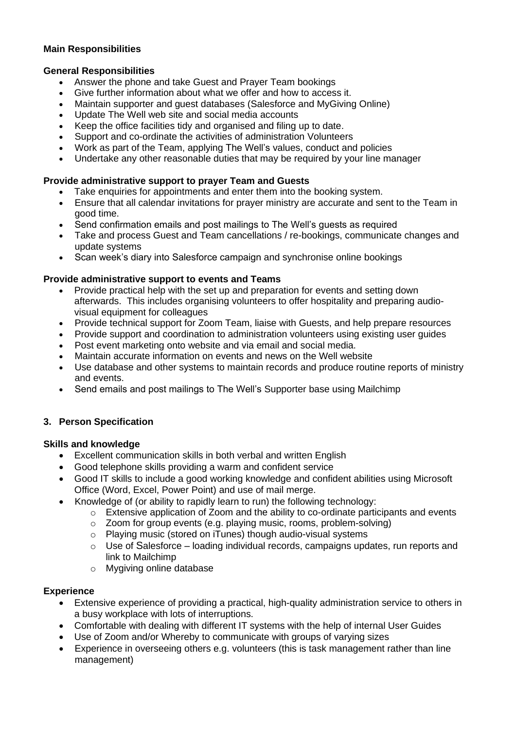**Main Responsibilities**

**General Responsibilities**

- Answer the phone and take Guest and Prayer Team bookings
- Give further information about what we offer and how to access it.
- Maintain supporter and guest databases (Salesforce and MyGiving Online)
- Update The Well web site and social media accounts
- Keep the office facilities tidy and organised and filing up to date.
- Support and co-ordinate the activities of administration Volunteers
- Work as part of the Team, applying The Well's values, conduct and policies
- Undertake any other reasonable duties that may be required by your line manager

**Provide administrative support to prayer Team and Guests**

- Take enquiries for appointments and enter them into the booking system.
- Ensure that all calendar invitations for prayer ministry are accurate and sent to the Team in good time.
- Send confirmation emails and post mailings to The Well's guests as required
- Take and process Guest and Team cancellations / re-bookings, communicate changes and update systems
- Scan week's diary into Salesforce campaign and synchronise online bookings

**Provide administrative support to events and Teams**

- Provide practical help with the set up and preparation for events and setting down afterwards. This includes organising volunteers to offer hospitality and preparing audio-visual equipment for colleagues
- Provide technical support for Zoom Team, liaise with Guests, and help prepare resources
- Provide support and coordination to administration volunteers using existing user guides
- Post event marketing onto website and via email and social media.
- Maintain accurate information on events and news on the Well website
- Use database and other systems to maintain records and produce routine reports of ministry and events.
- Send emails and post mailings to The Well's Supporter base using Mailchimp

## 3. Person Specification

**Skills and knowledge**

- Excellent communication skills in both verbal and written English
- Good telephone skills providing a warm and confident service
- Good IT skills to include a good working knowledge and confident abilities using Microsoft Office (Word, Excel, Power Point) and use of mail merge.
- Knowledge of (or ability to rapidly learn to run) the following technology:
  - Extensive application of Zoom and the ability to co-ordinate participants and events
  - Zoom for group events (e.g. playing music, rooms, problem-solving)
  - Playing music (stored on iTunes) though audio-visual systems
  - Use of Salesforce – loading individual records, campaigns updates, run reports and link to Mailchimp
  - Mygiving online database

**Experience**

- Extensive experience of providing a practical, high-quality administration service to others in a busy workplace with lots of interruptions.
- Comfortable with dealing with different IT systems with the help of internal User Guides
- Use of Zoom and/or Whereby to communicate with groups of varying sizes
- Experience in overseeing others e.g. volunteers (this is task management rather than line management)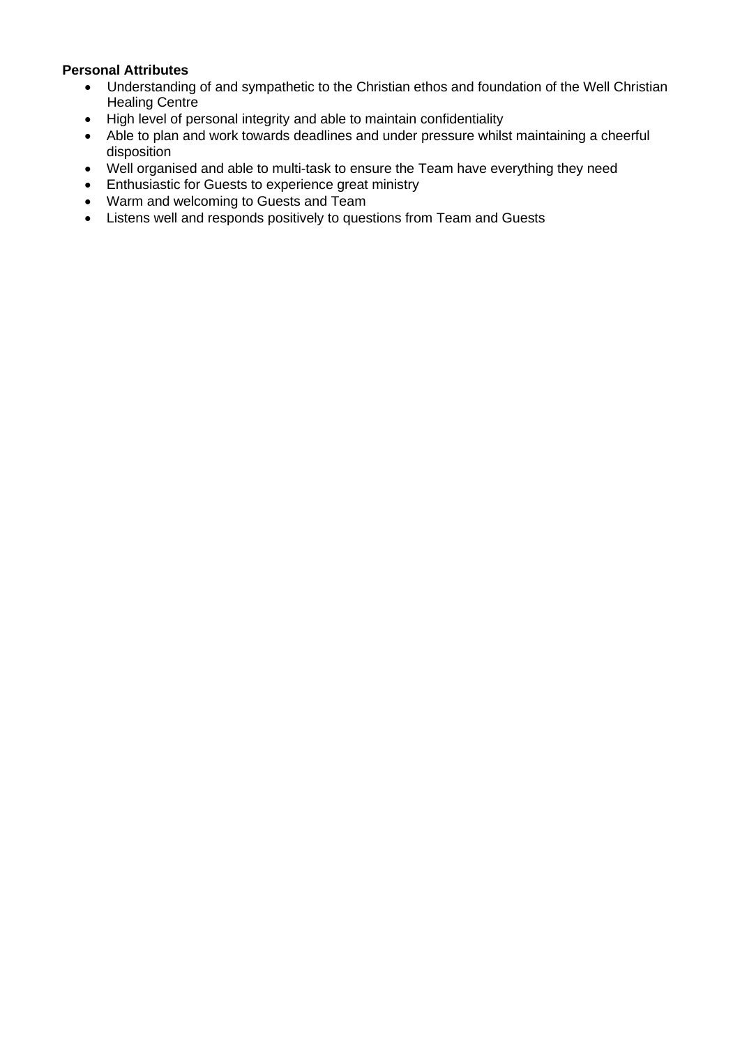**Personal Attributes**

- Understanding of and sympathetic to the Christian ethos and foundation of the Well Christian Healing Centre
- High level of personal integrity and able to maintain confidentiality
- Able to plan and work towards deadlines and under pressure whilst maintaining a cheerful disposition
- Well organised and able to multi-task to ensure the Team have everything they need
- Enthusiastic for Guests to experience great ministry
- Warm and welcoming to Guests and Team
- Listens well and responds positively to questions from Team and Guests